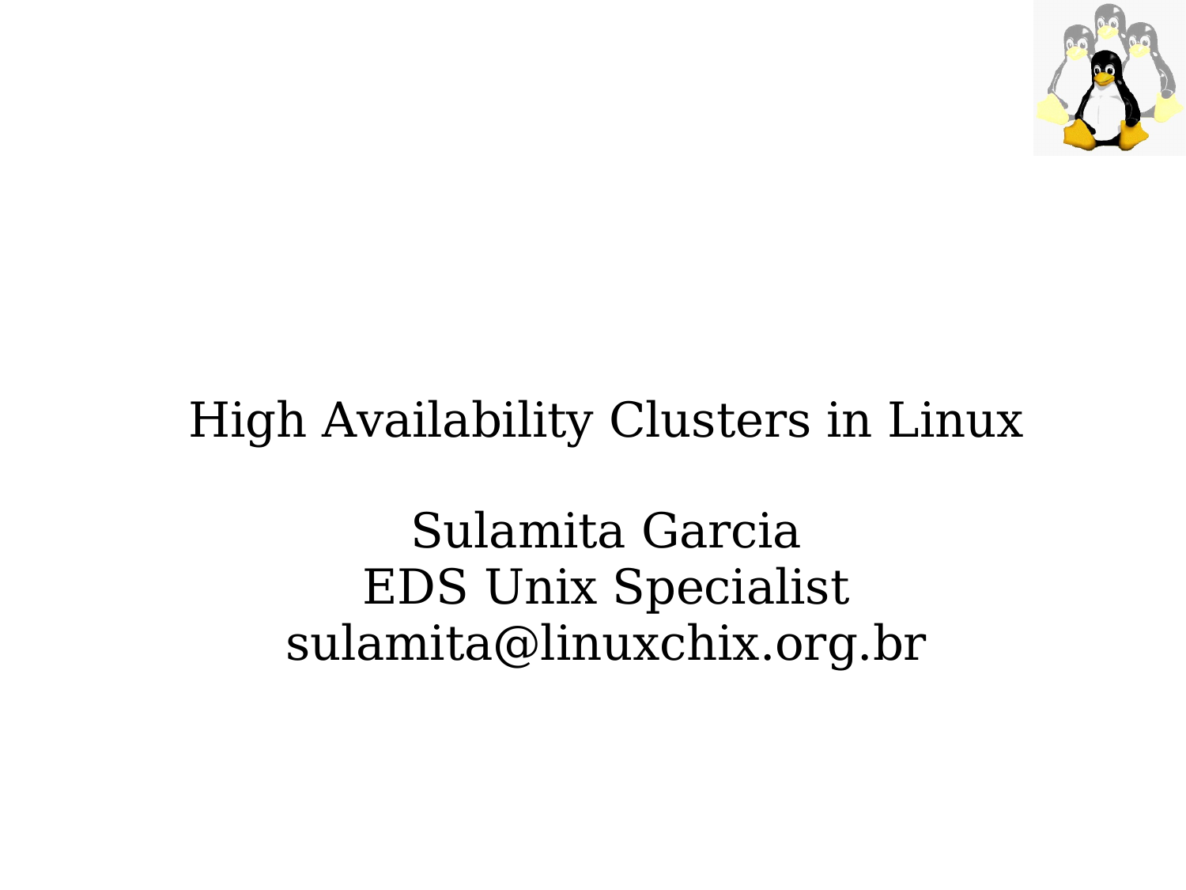# High Availability Clusters in Linux

Sulamita Garcia
EDS Unix Specialist
sulamita@linuxchix.org.br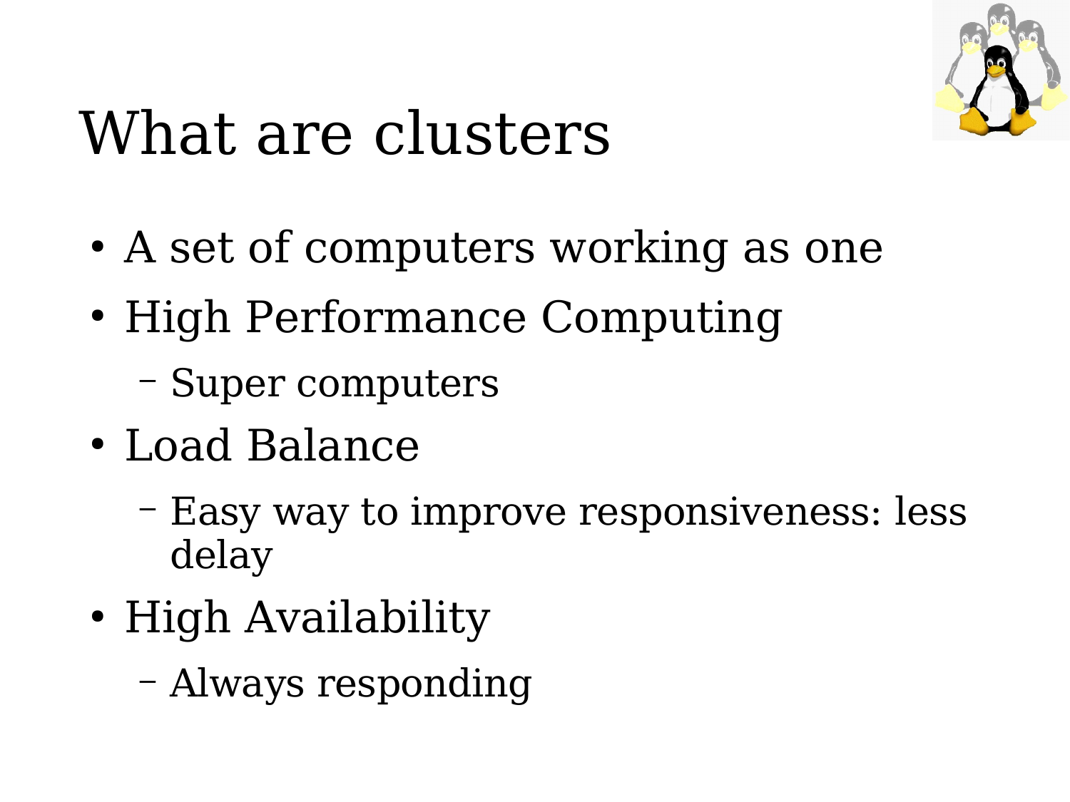# What are clusters

- A set of computers working as one
- High Performance Computing
  - Super computers
- Load Balance
  - Easy way to improve responsiveness: less delay
- High Availability
  - Always responding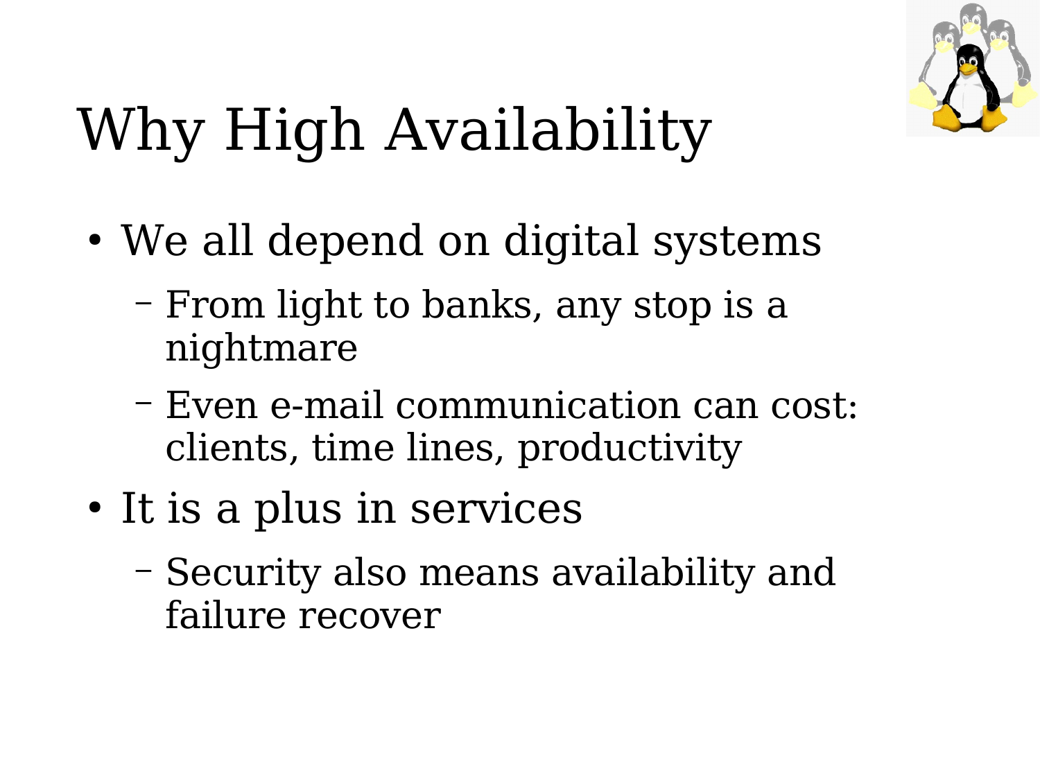# Why High Availability

- We all depend on digital systems
  - From light to banks, any stop is a nightmare
  - Even e-mail communication can cost: clients, time lines, productivity
- It is a plus in services
  - Security also means availability and failure recover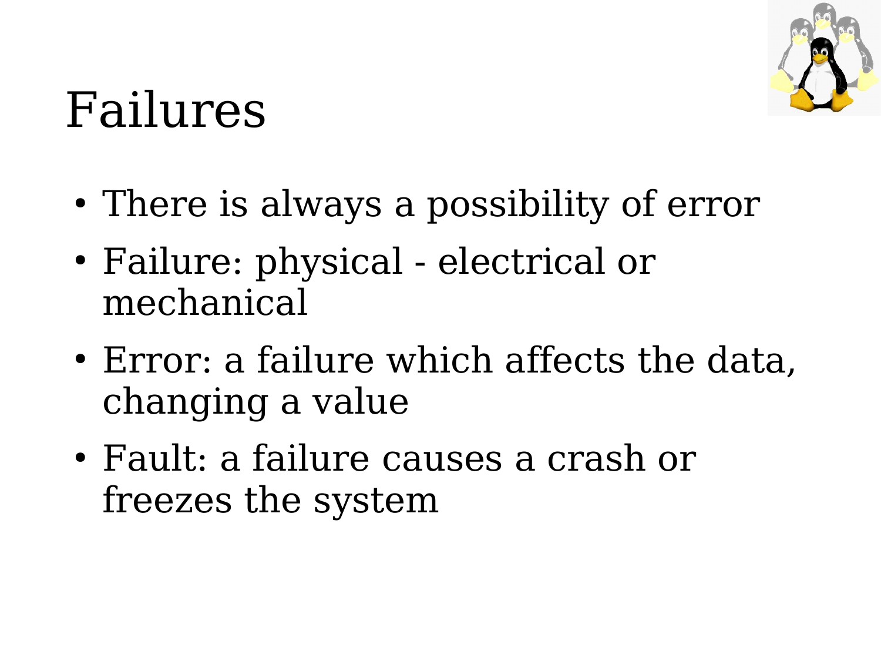# Failures

- There is always a possibility of error
- Failure: physical - electrical or mechanical
- Error: a failure which affects the data, changing a value
- Fault: a failure causes a crash or freezes the system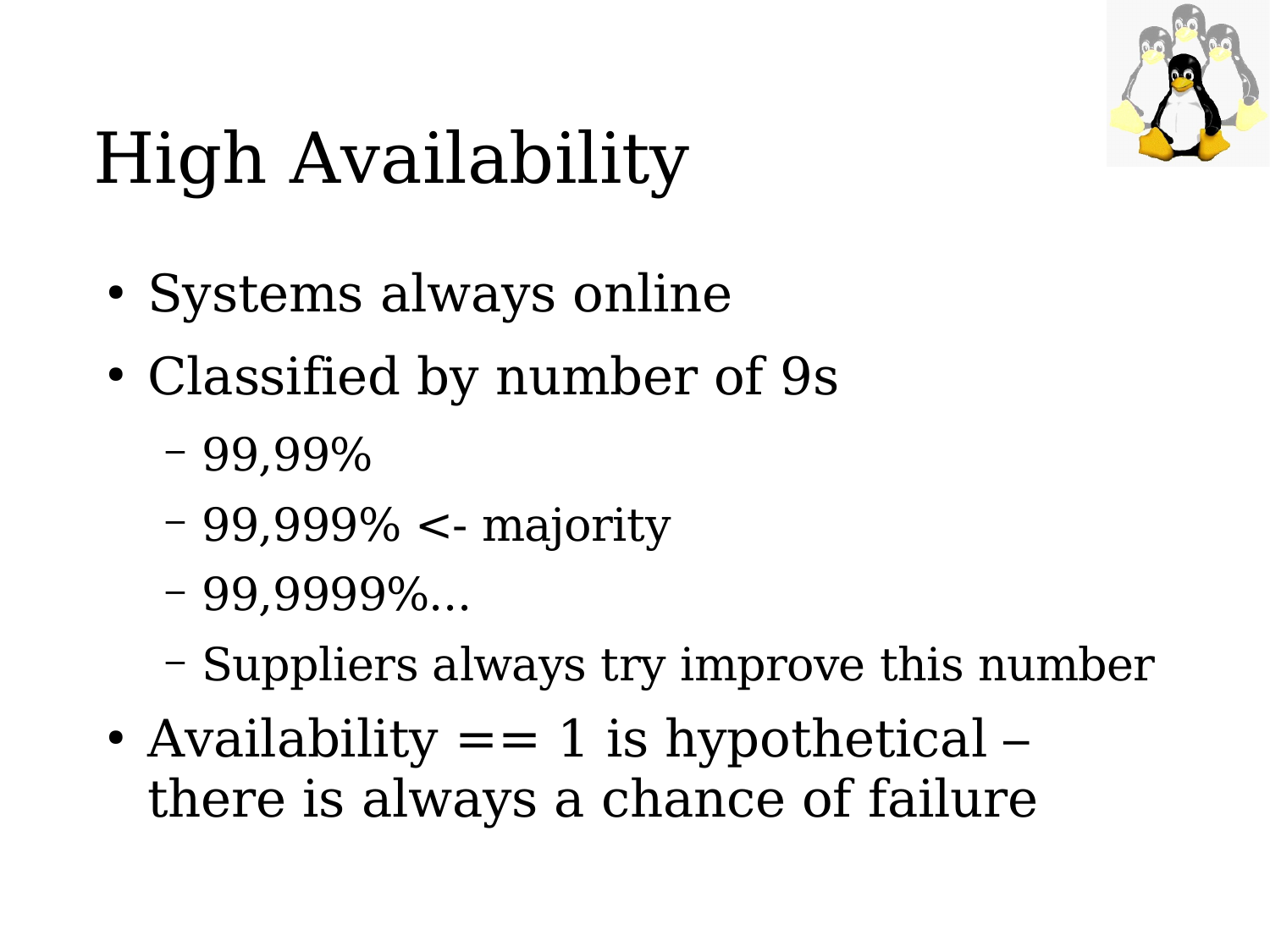# High Availability

- Systems always online
- Classified by number of 9s
  - 99,99%
  - 99,999% <- majority
  - 99,9999%...
  - Suppliers always try improve this number
- Availability == 1 is hypothetical – there is always a chance of failure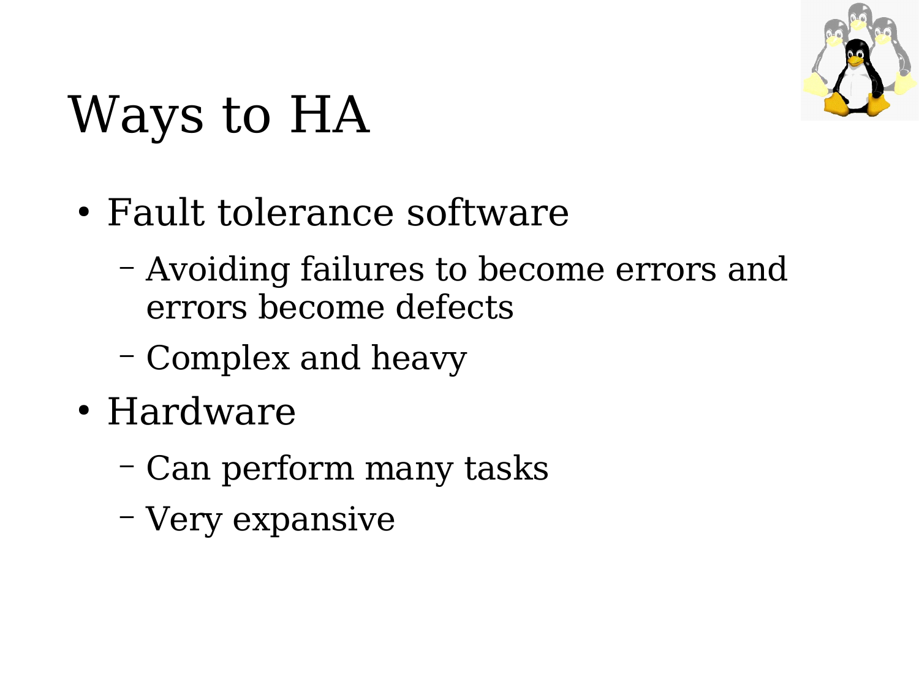# Ways to HA

- Fault tolerance software
  - Avoiding failures to become errors and errors become defects
  - Complex and heavy
- Hardware
  - Can perform many tasks
  - Very expansive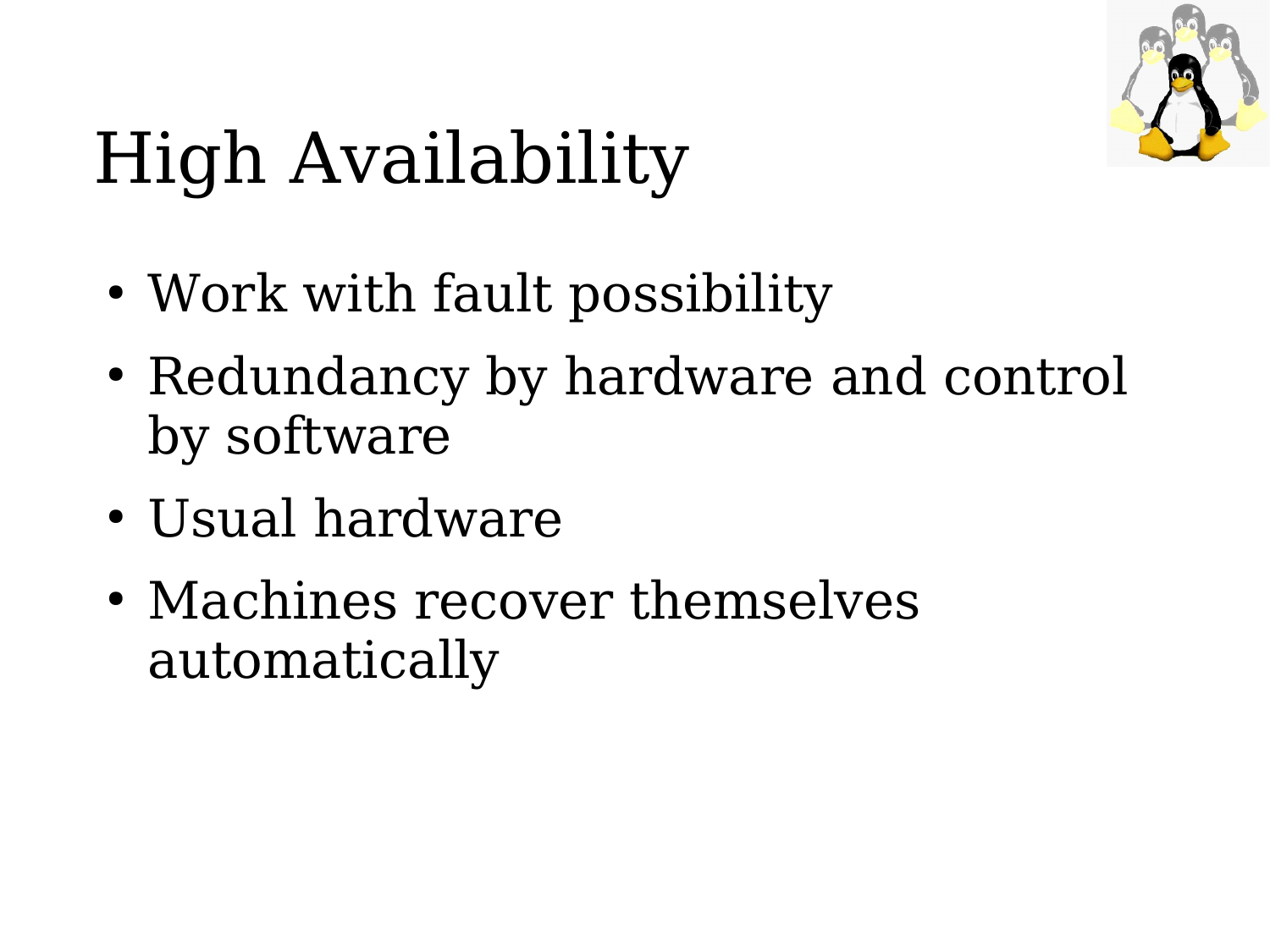# High Availability

- Work with fault possibility
- Redundancy by hardware and control by software
- Usual hardware
- Machines recover themselves automatically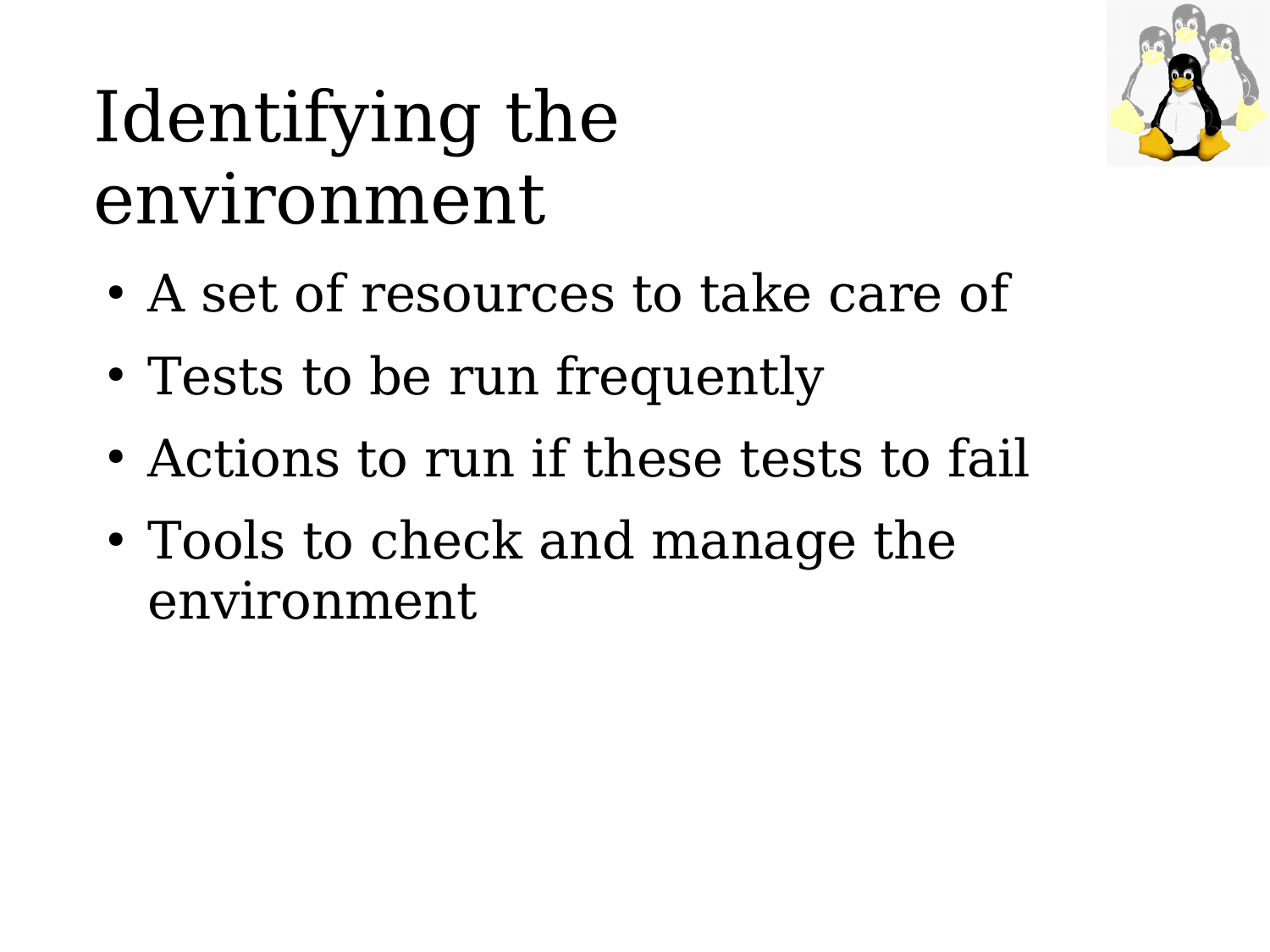# Identifying the environment

- A set of resources to take care of
- Tests to be run frequently
- Actions to run if these tests to fail
- Tools to check and manage the environment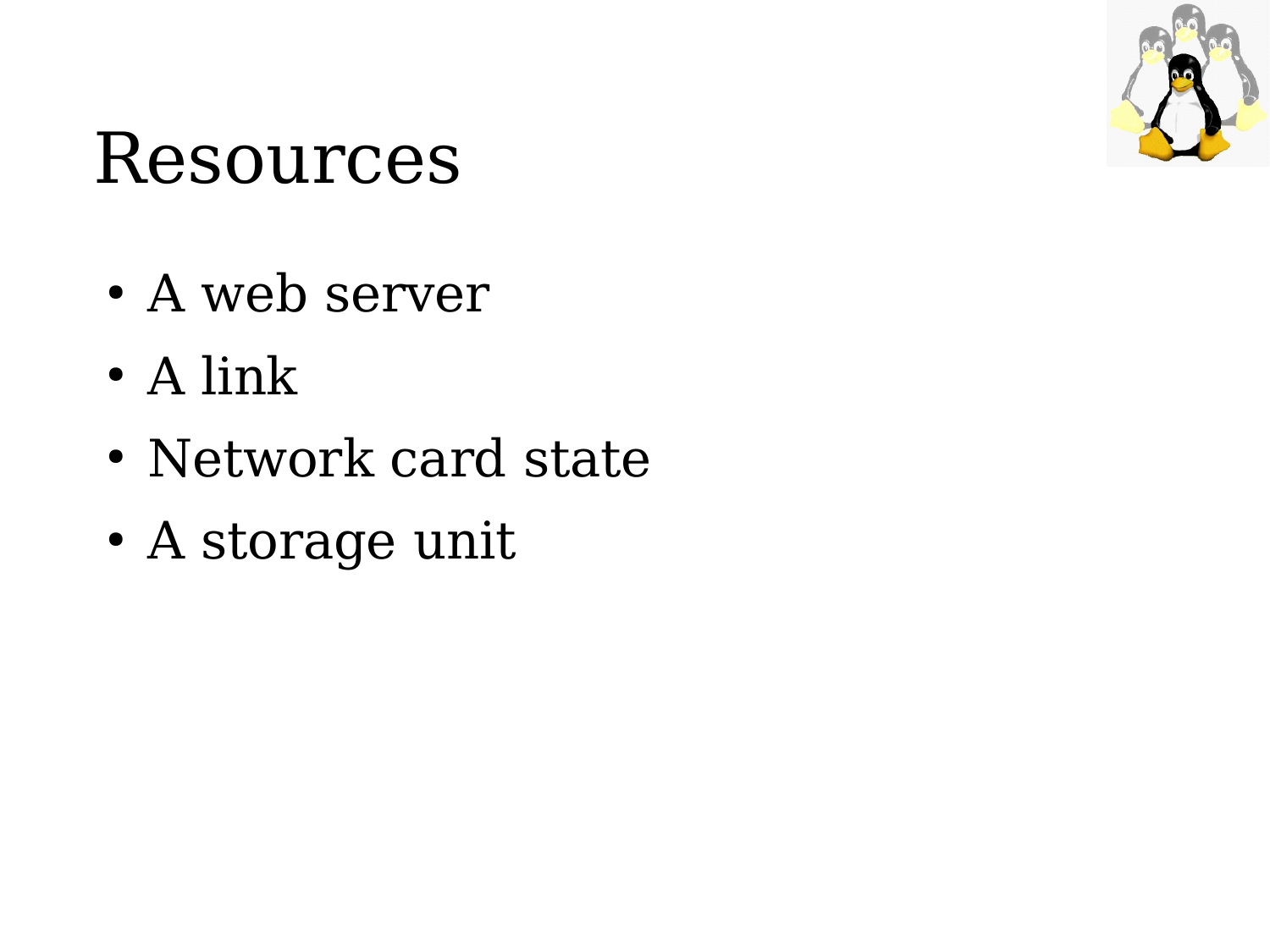# Resources

- A web server
- A link
- Network card state
- A storage unit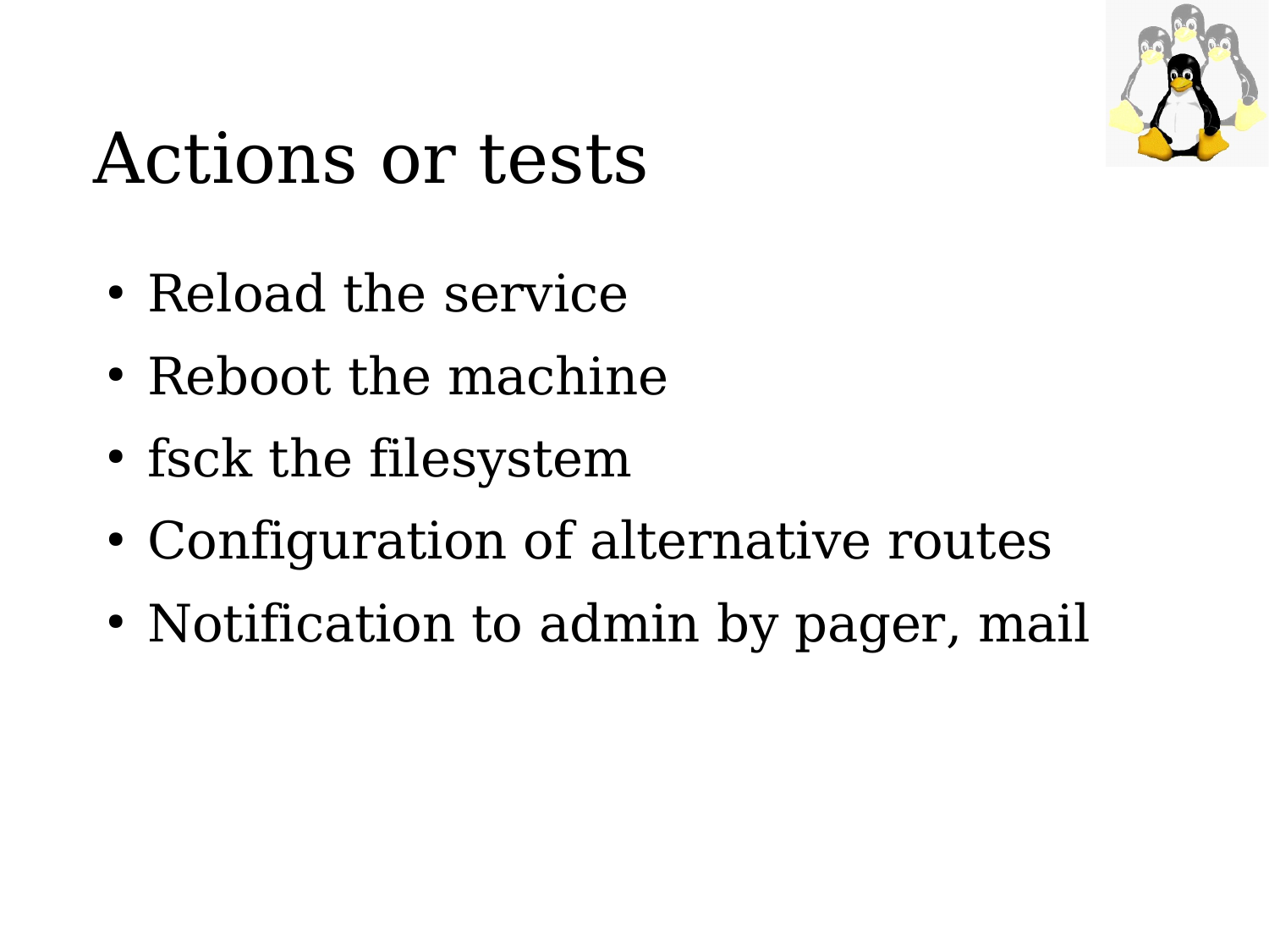# Actions or tests

- Reload the service
- Reboot the machine
- fsck the filesystem
- Configuration of alternative routes
- Notification to admin by pager, mail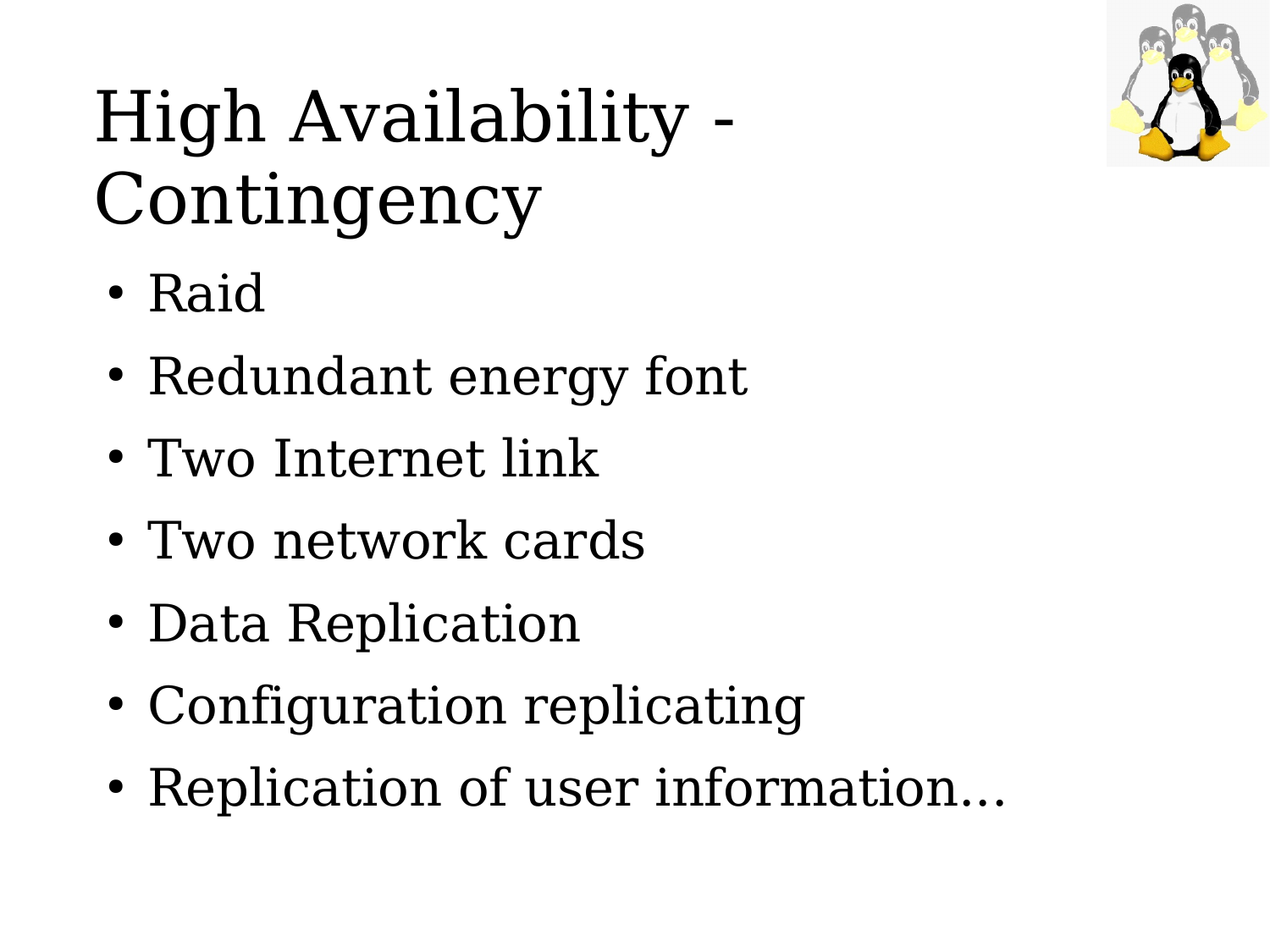# High Availability - Contingency

- Raid
- Redundant energy font
- Two Internet link
- Two network cards
- Data Replication
- Configuration replicating
- Replication of user information...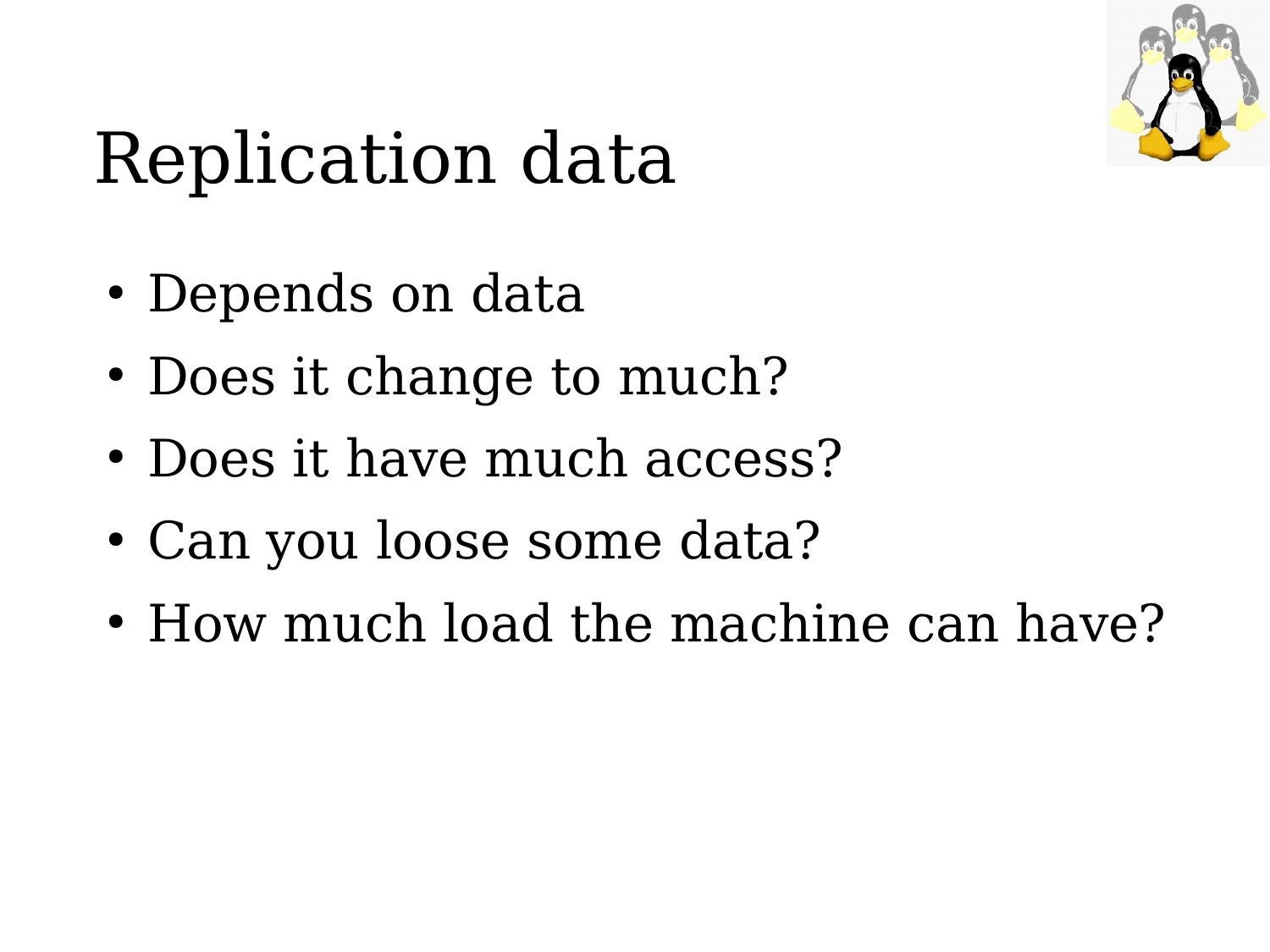# Replication data

- Depends on data
- Does it change to much?
- Does it have much access?
- Can you loose some data?
- How much load the machine can have?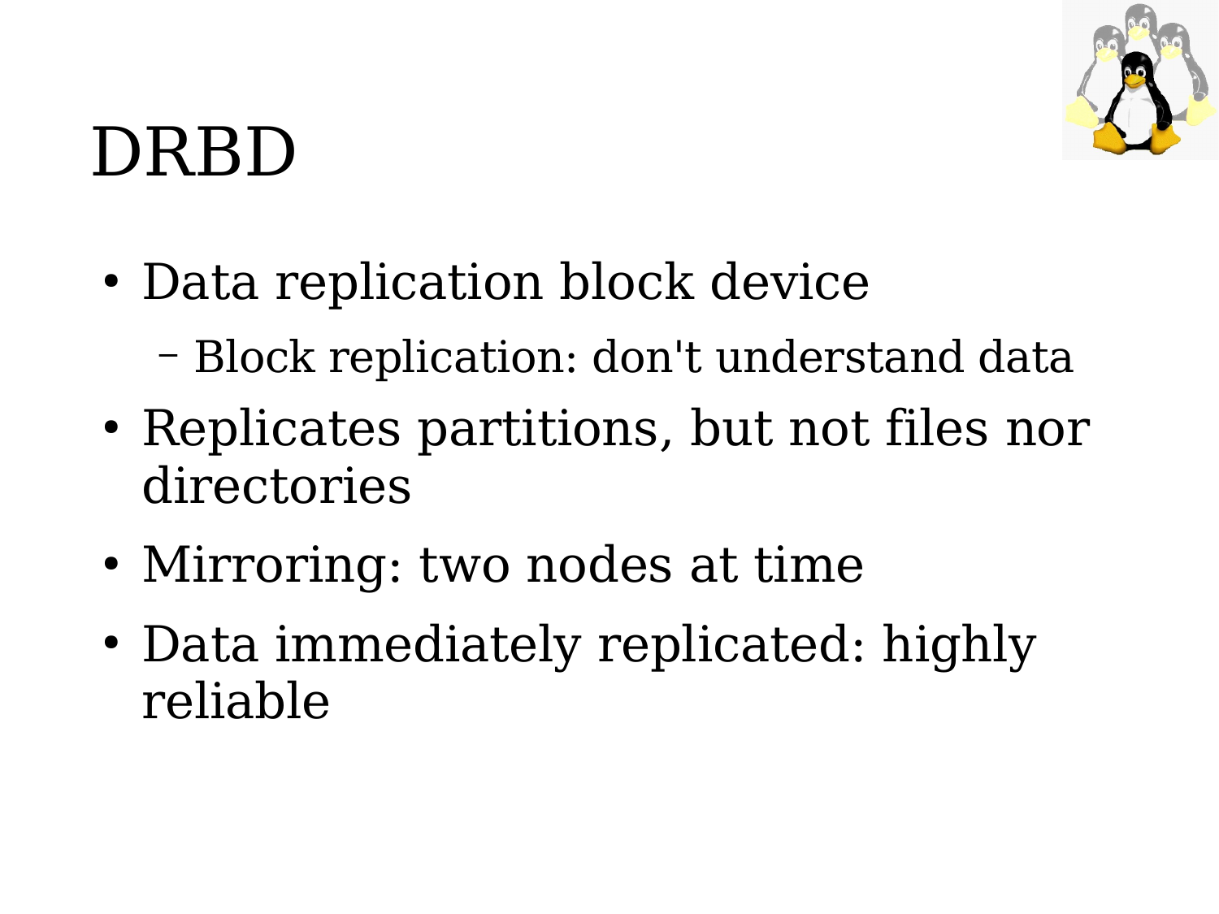# DRBD

- Data replication block device
  - Block replication: don't understand data
- Replicates partitions, but not files nor directories
- Mirroring: two nodes at time
- Data immediately replicated: highly reliable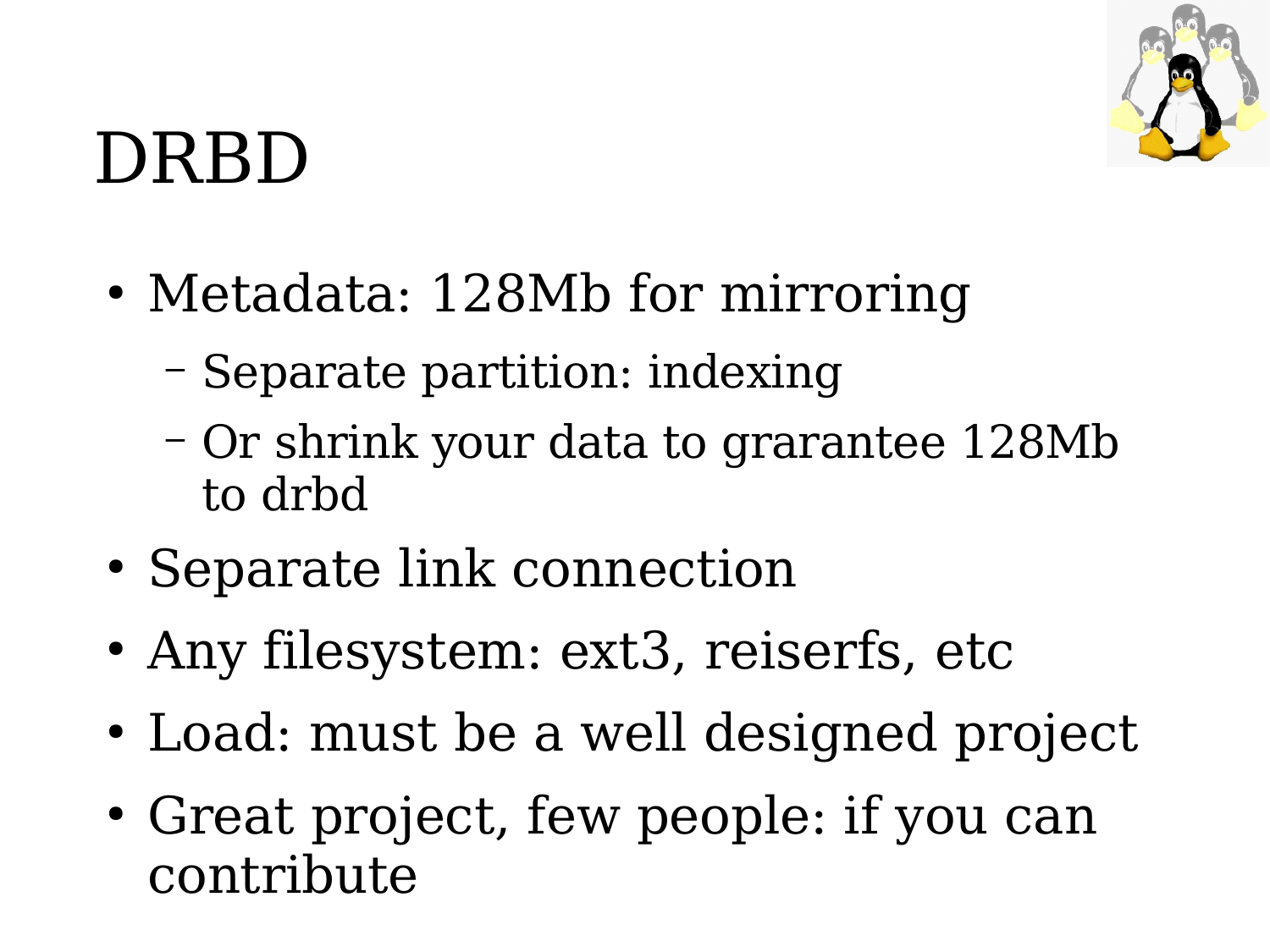# DRBD

- Metadata: 128Mb for mirroring
  - Separate partition: indexing
  - Or shrink your data to grarantee 128Mb to drbd
- Separate link connection
- Any filesystem: ext3, reiserfs, etc
- Load: must be a well designed project
- Great project, few people: if you can contribute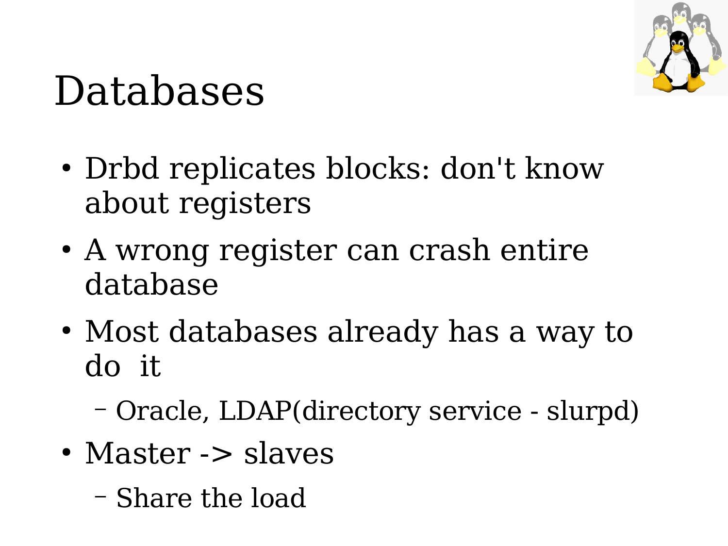# Databases

- Drbd replicates blocks: don't know about registers
- A wrong register can crash entire database
- Most databases already has a way to do  it
  - Oracle, LDAP(directory service - slurpd)
- Master -> slaves
  - Share the load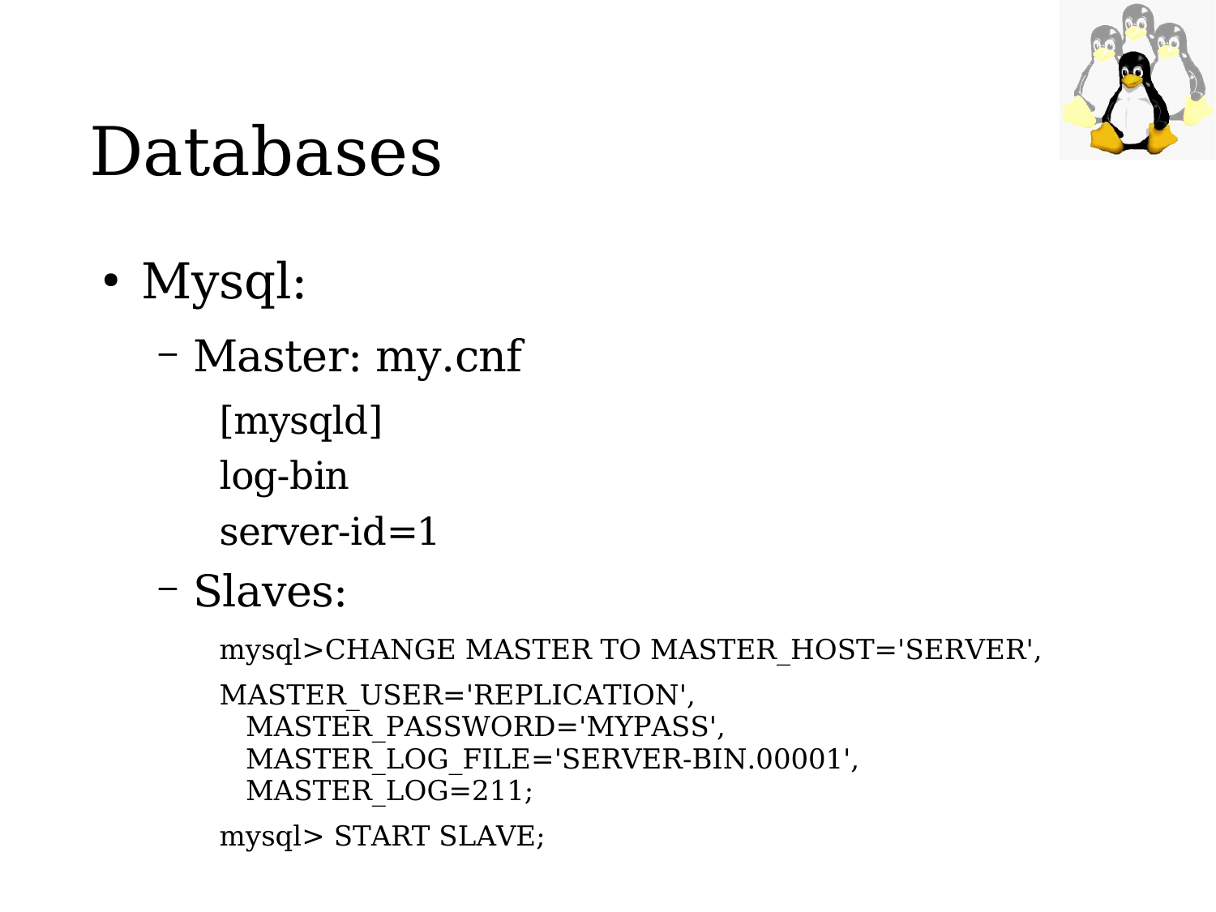# Databases

- Mysql:
  - Master: my.cnf

```
[mysqld]
log-bin
server-id=1
```

  - Slaves:

```
mysql>CHANGE MASTER TO MASTER_HOST='SERVER',
MASTER_USER='REPLICATION',
   MASTER_PASSWORD='MYPASS',
   MASTER_LOG_FILE='SERVER-BIN.00001',
   MASTER_LOG=211;
mysql> START SLAVE;
```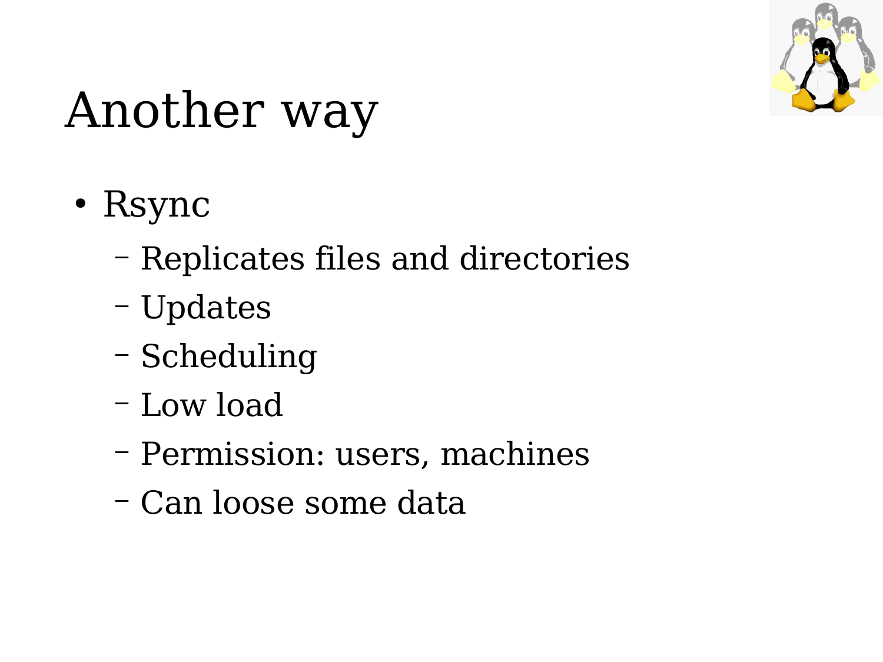# Another way

- Rsync
  - Replicates files and directories
  - Updates
  - Scheduling
  - Low load
  - Permission: users, machines
  - Can loose some data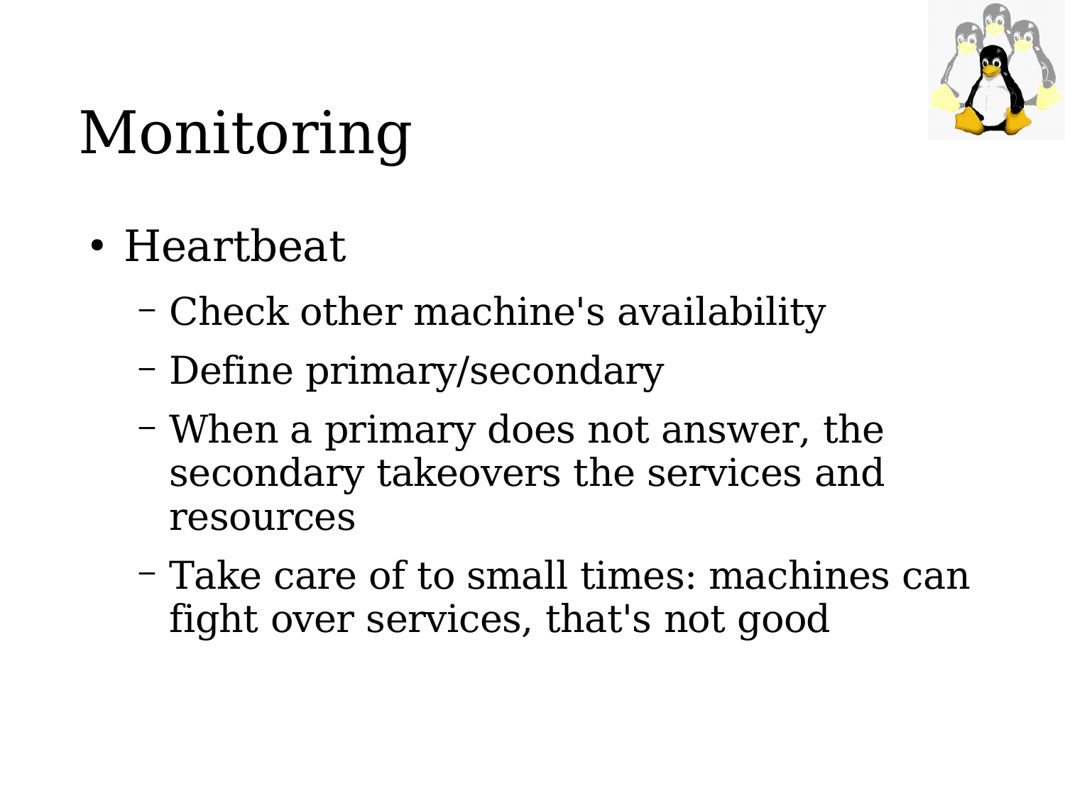# Monitoring

- Heartbeat
  - Check other machine's availability
  - Define primary/secondary
  - When a primary does not answer, the secondary takeovers the services and resources
  - Take care of to small times: machines can fight over services, that's not good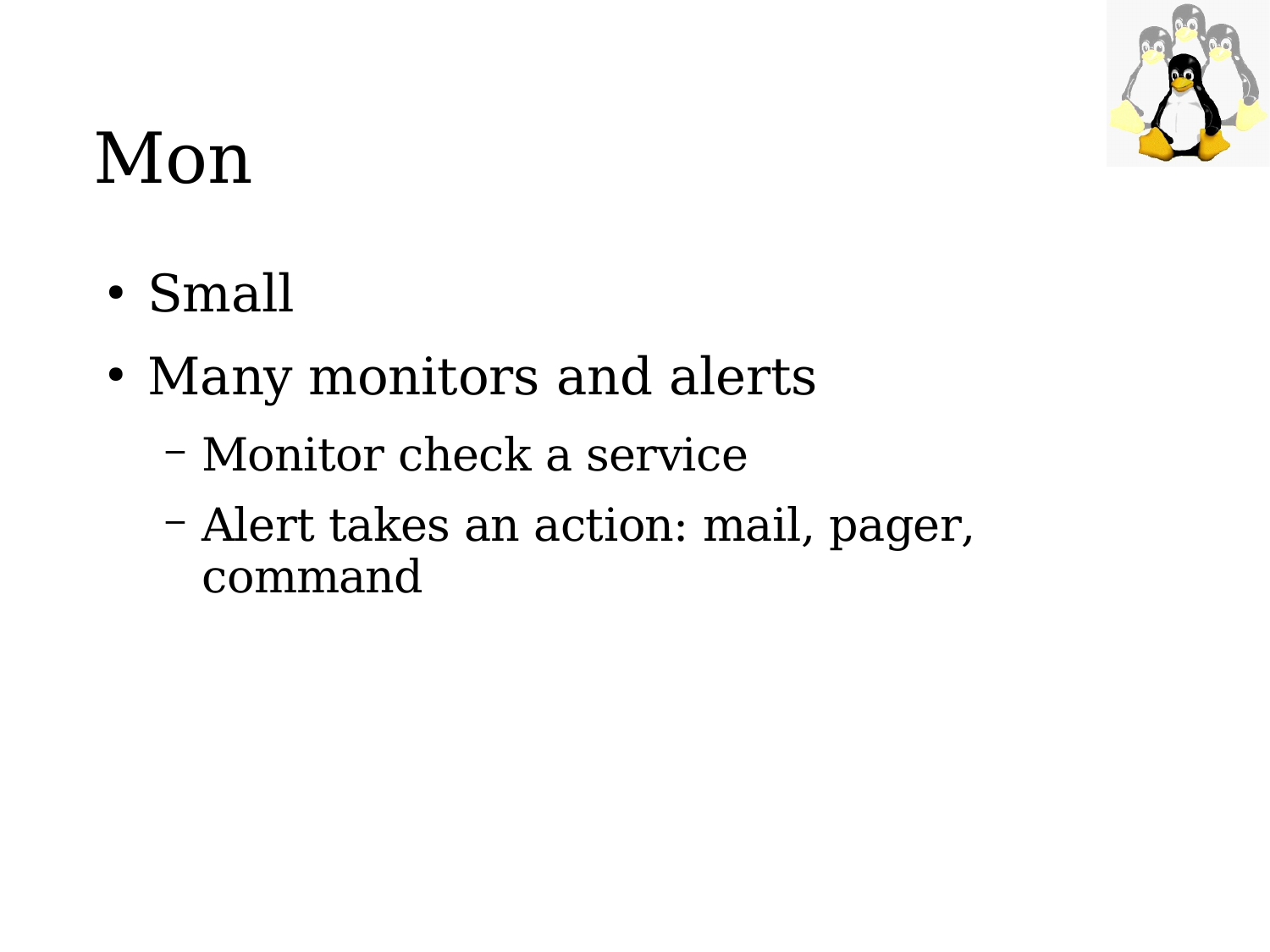# Mon

- Small
- Many monitors and alerts
  - Monitor check a service
  - Alert takes an action: mail, pager, command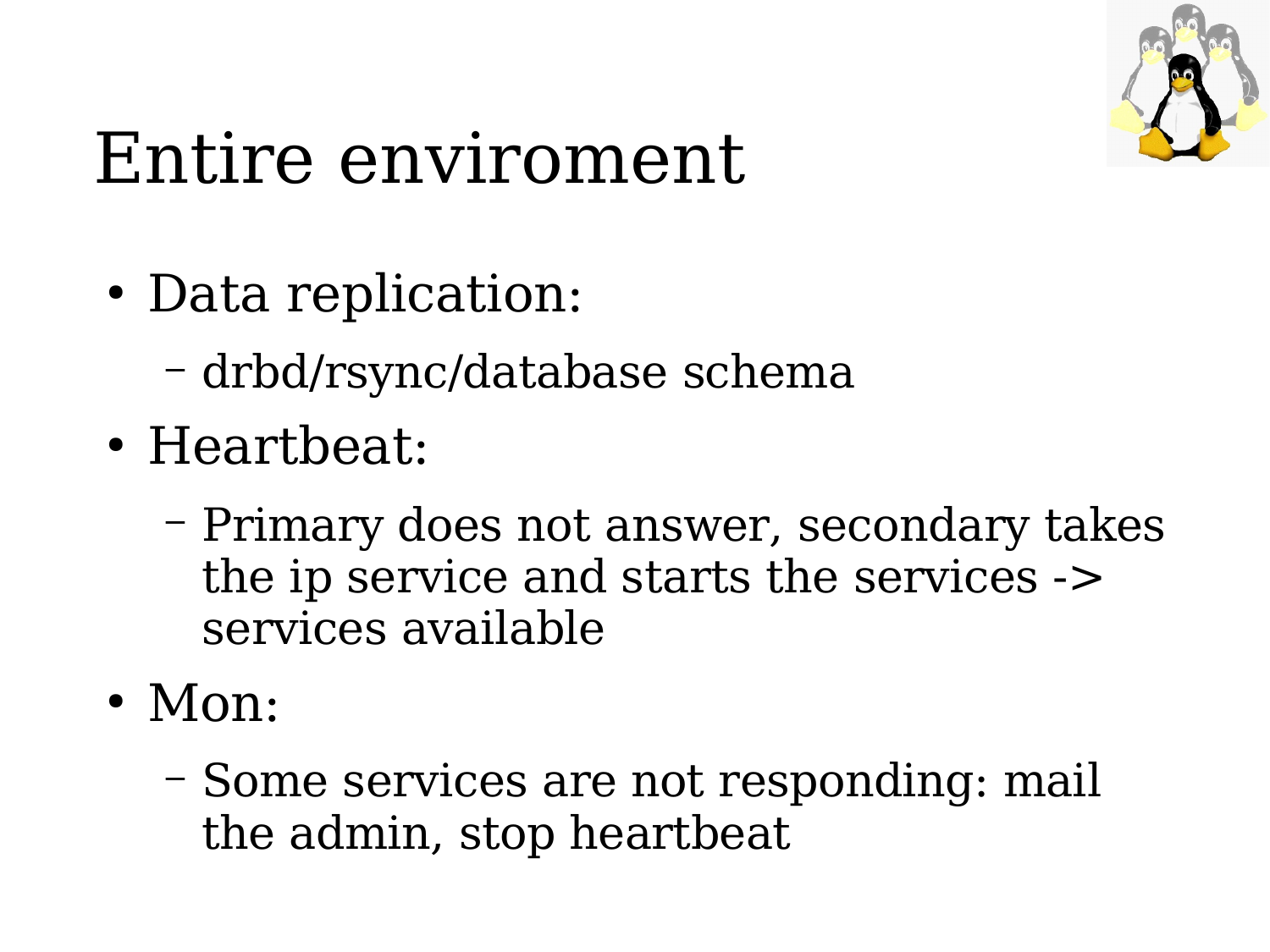# Entire enviroment

- Data replication:
  - drbd/rsync/database schema
- Heartbeat:
  - Primary does not answer, secondary takes the ip service and starts the services -> services available
- Mon:
  - Some services are not responding: mail the admin, stop heartbeat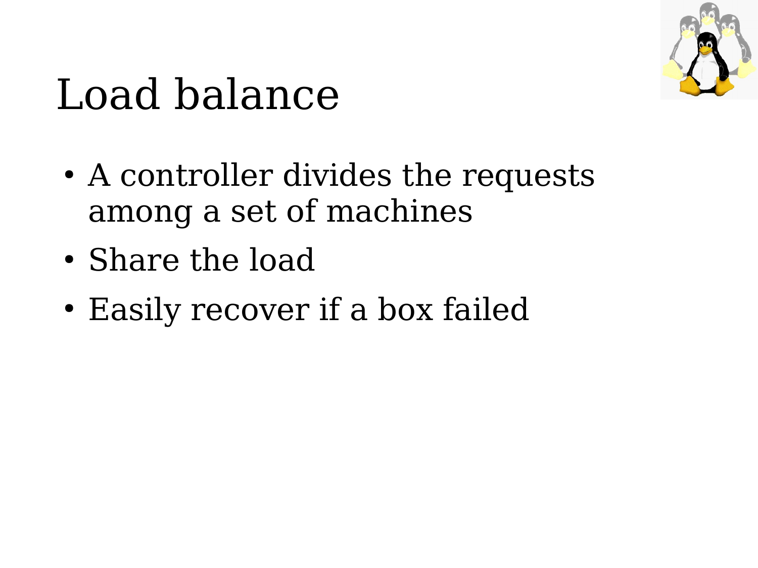# Load balance

- A controller divides the requests among a set of machines
- Share the load
- Easily recover if a box failed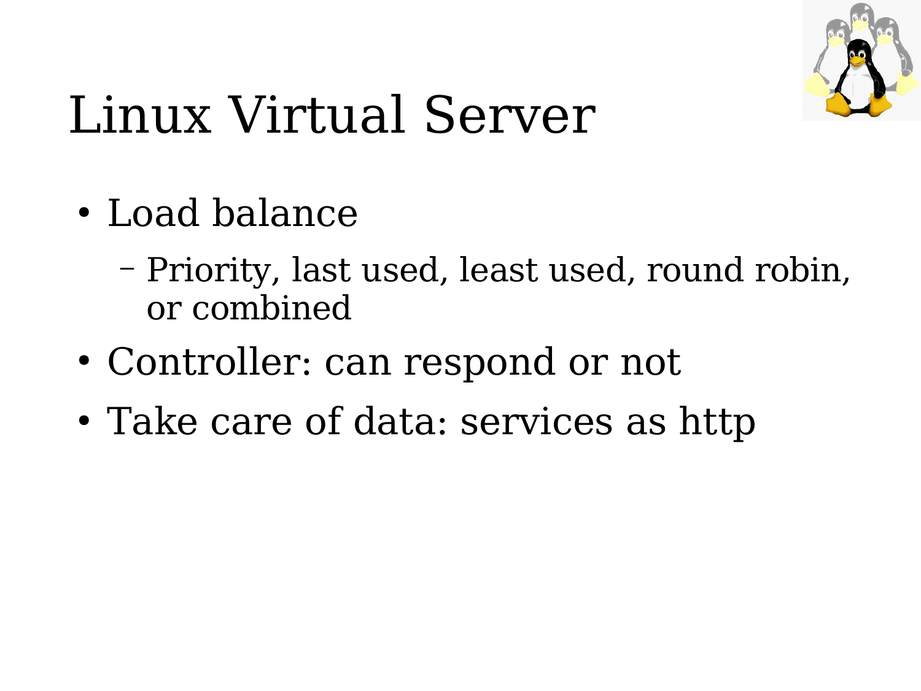# Linux Virtual Server

- Load balance
  - Priority, last used, least used, round robin, or combined
- Controller: can respond or not
- Take care of data: services as http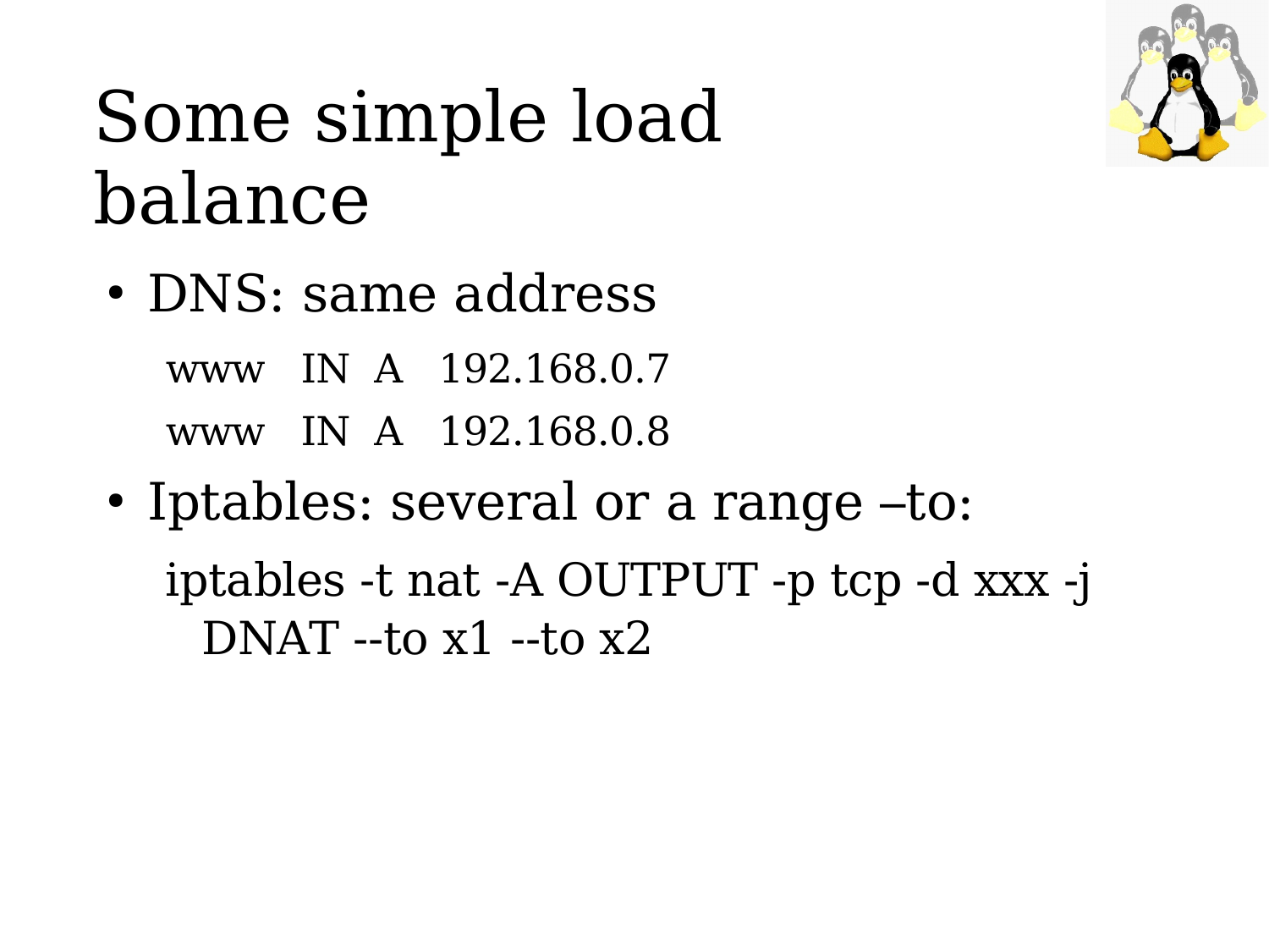# Some simple load balance

- DNS: same address

```
www   IN  A   192.168.0.7
www   IN  A   192.168.0.8
```

- Iptables: several or a range –to:

```
iptables -t nat -A OUTPUT -p tcp -d xxx -j
  DNAT --to x1 --to x2
```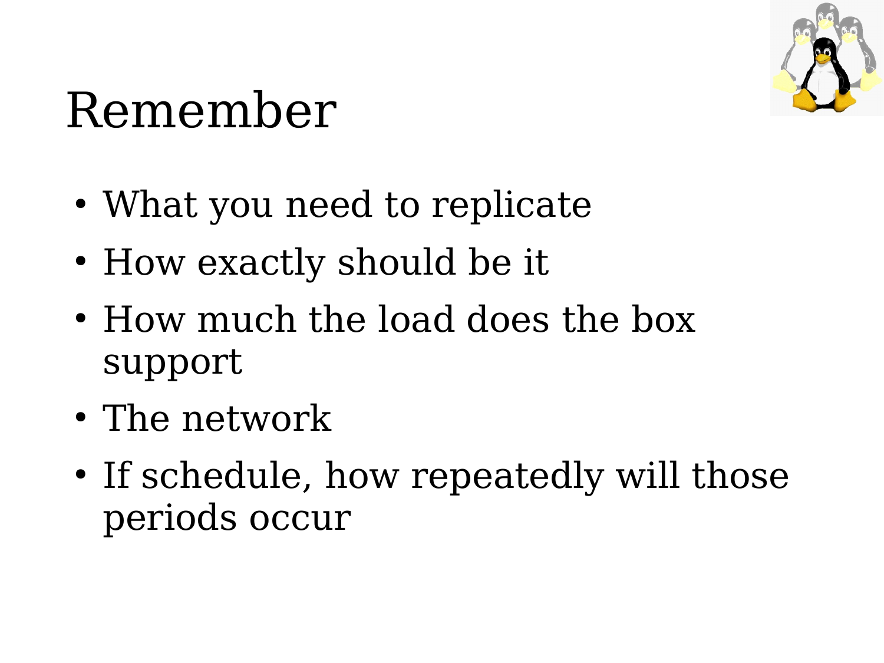# Remember

- What you need to replicate
- How exactly should be it
- How much the load does the box support
- The network
- If schedule, how repeatedly will those periods occur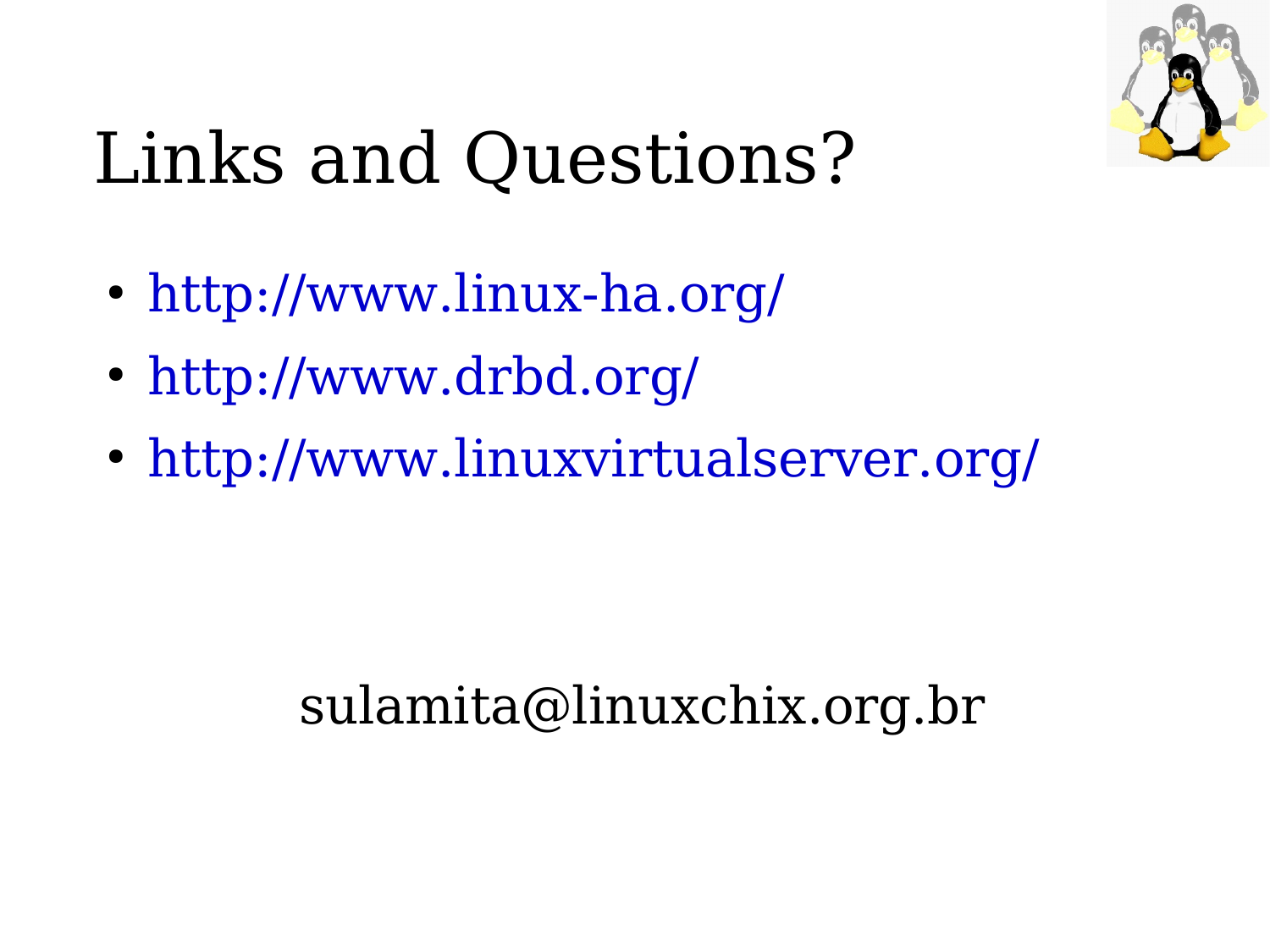# Links and Questions?

- http://www.linux-ha.org/
- http://www.drbd.org/
- http://www.linuxvirtualserver.org/

sulamita@linuxchix.org.br